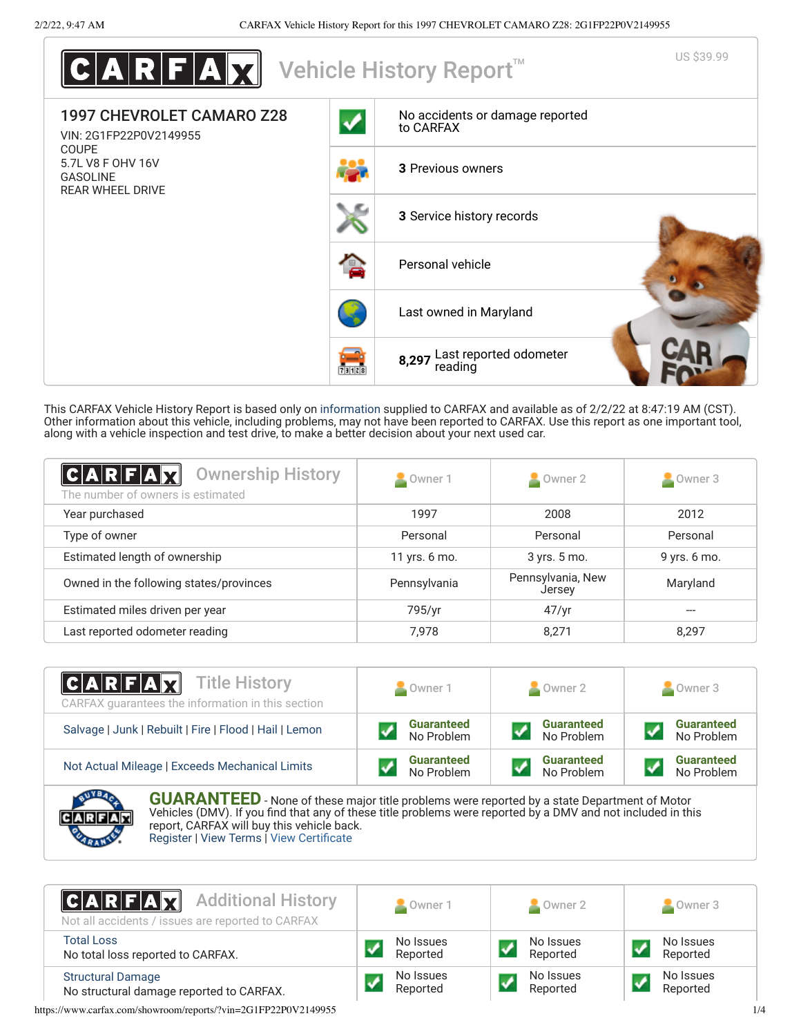# CARFAX Vehicle History Report™

US $39.99

**1997 CHEVROLET CAMARO Z28**
VIN: 2G1FP22P0V2149955
COUPE
5.7L V8 F OHV 16V
GASOLINE
REAR WHEEL DRIVE

- No accidents or damage reported to CARFAX
- **3** Previous owners
- **3** Service history records
- Personal vehicle
- Last owned in Maryland
- **8,297** Last reported odometer reading

This CARFAX Vehicle History Report is based only on information supplied to CARFAX and available as of 2/2/22 at 8:47:19 AM (CST). Other information about this vehicle, including problems, may not have been reported to CARFAX. Use this report as one important tool, along with a vehicle inspection and test drive, to make a better decision about your next used car.

## CARFAX Ownership History

The number of owners is estimated

| | Owner 1 | Owner 2 | Owner 3 |
|---|---|---|---|
| Year purchased | 1997 | 2008 | 2012 |
| Type of owner | Personal | Personal | Personal |
| Estimated length of ownership | 11 yrs. 6 mo. | 3 yrs. 5 mo. | 9 yrs. 6 mo. |
| Owned in the following states/provinces | Pennsylvania | Pennsylvania, New Jersey | Maryland |
| Estimated miles driven per year | 795/yr | 47/yr | --- |
| Last reported odometer reading | 7,978 | 8,271 | 8,297 |

## CARFAX Title History

CARFAX guarantees the information in this section

| | Owner 1 | Owner 2 | Owner 3 |
|---|---|---|---|
| Salvage \| Junk \| Rebuilt \| Fire \| Flood \| Hail \| Lemon | Guaranteed No Problem | Guaranteed No Problem | Guaranteed No Problem |
| Not Actual Mileage \| Exceeds Mechanical Limits | Guaranteed No Problem | Guaranteed No Problem | Guaranteed No Problem |

**GUARANTEED** - None of these major title problems were reported by a state Department of Motor Vehicles (DMV). If you find that any of these title problems were reported by a DMV and not included in this report, CARFAX will buy this vehicle back.
Register | View Terms | View Certificate

## CARFAX Additional History

Not all accidents / issues are reported to CARFAX

| | Owner 1 | Owner 2 | Owner 3 |
|---|---|---|---|
| Total Loss<br>No total loss reported to CARFAX. | No Issues Reported | No Issues Reported | No Issues Reported |
| Structural Damage<br>No structural damage reported to CARFAX. | No Issues Reported | No Issues Reported | No Issues Reported |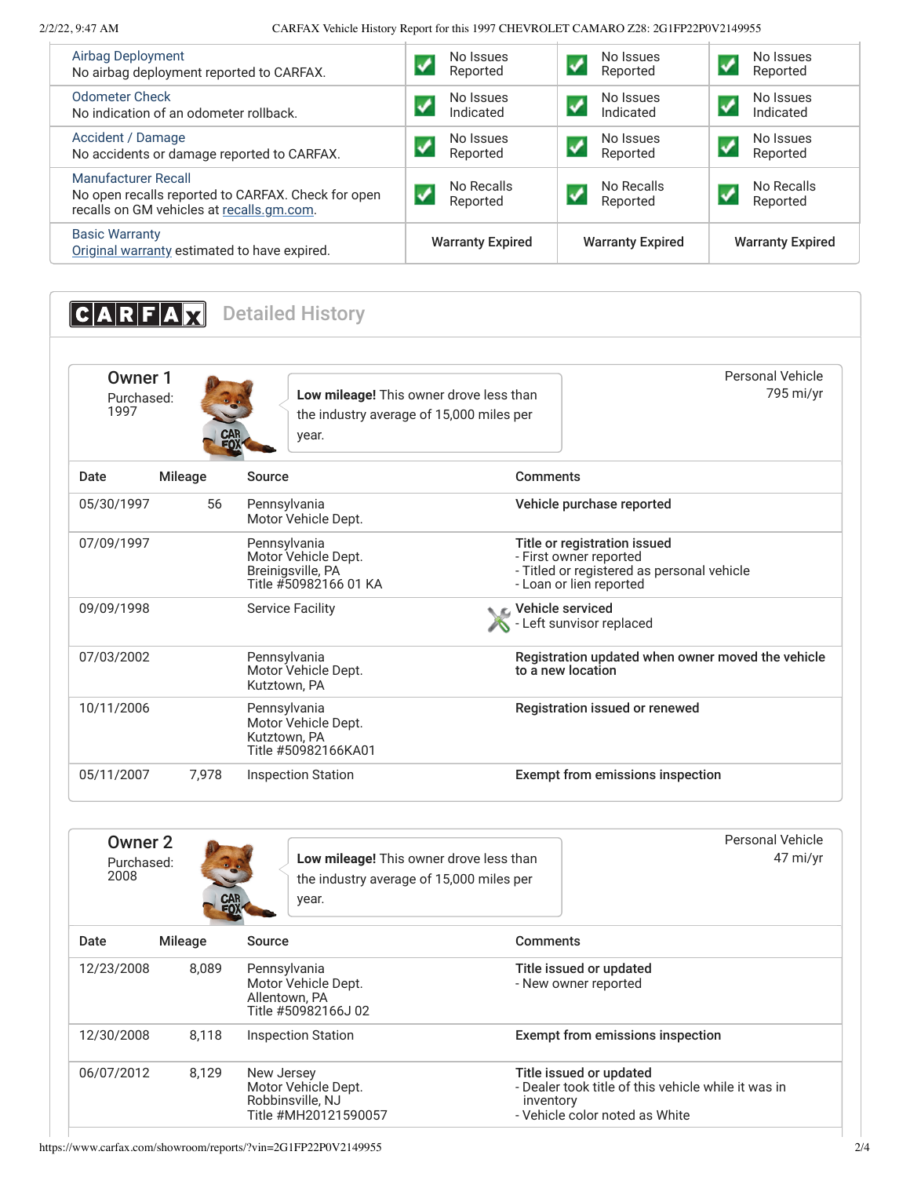| | | | |
|---|---|---|---|
| Airbag Deployment<br>No airbag deployment reported to CARFAX. | No Issues Reported | No Issues Reported | No Issues Reported |
| Odometer Check<br>No indication of an odometer rollback. | No Issues Indicated | No Issues Indicated | No Issues Indicated |
| Accident / Damage<br>No accidents or damage reported to CARFAX. | No Issues Reported | No Issues Reported | No Issues Reported |
| Manufacturer Recall<br>No open recalls reported to CARFAX. Check for open recalls on GM vehicles at recalls.gm.com. | No Recalls Reported | No Recalls Reported | No Recalls Reported |
| Basic Warranty<br>Original warranty estimated to have expired. | Warranty Expired | Warranty Expired | Warranty Expired |

## CARFAX Detailed History

### Owner 1

Purchased: 1997

**Low mileage!** This owner drove less than the industry average of 15,000 miles per year.

Personal Vehicle
795 mi/yr

| Date | Mileage | Source | Comments |
|---|---|---|---|
| 05/30/1997 | 56 | Pennsylvania Motor Vehicle Dept. | **Vehicle purchase reported** |
| 07/09/1997 | | Pennsylvania Motor Vehicle Dept. Breinigsville, PA Title #50982166 01 KA | **Title or registration issued**<br>- First owner reported<br>- Titled or registered as personal vehicle<br>- Loan or lien reported |
| 09/09/1998 | | Service Facility | **Vehicle serviced**<br>- Left sunvisor replaced |
| 07/03/2002 | | Pennsylvania Motor Vehicle Dept. Kutztown, PA | **Registration updated when owner moved the vehicle to a new location** |
| 10/11/2006 | | Pennsylvania Motor Vehicle Dept. Kutztown, PA Title #50982166KA01 | **Registration issued or renewed** |
| 05/11/2007 | 7,978 | Inspection Station | **Exempt from emissions inspection** |

### Owner 2

Purchased: 2008

**Low mileage!** This owner drove less than the industry average of 15,000 miles per year.

Personal Vehicle
47 mi/yr

| Date | Mileage | Source | Comments |
|---|---|---|---|
| 12/23/2008 | 8,089 | Pennsylvania Motor Vehicle Dept. Allentown, PA Title #50982166J 02 | **Title issued or updated**<br>- New owner reported |
| 12/30/2008 | 8,118 | Inspection Station | **Exempt from emissions inspection** |
| 06/07/2012 | 8,129 | New Jersey Motor Vehicle Dept. Robbinsville, NJ Title #MH20121590057 | **Title issued or updated**<br>- Dealer took title of this vehicle while it was in inventory<br>- Vehicle color noted as White |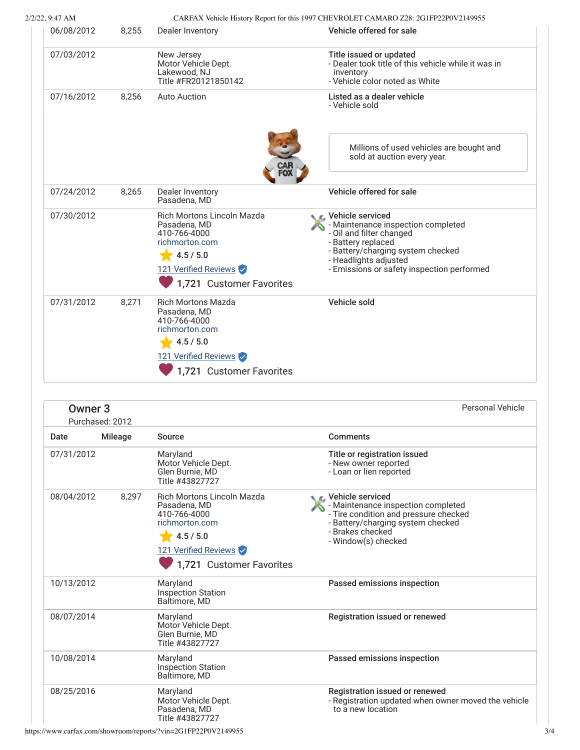| Date | Mileage | Source | Comments |
| --- | --- | --- | --- |
| 06/08/2012 | 8,255 | Dealer Inventory | **Vehicle offered for sale** |
| 07/03/2012 | | New Jersey<br>Motor Vehicle Dept.<br>Lakewood, NJ<br>Title #FR20121850142 | **Title issued or updated**<br>- Dealer took title of this vehicle while it was in inventory<br>- Vehicle color noted as White |
| 07/16/2012 | 8,256 | Auto Auction | **Listed as a dealer vehicle**<br>- Vehicle sold<br><br>Millions of used vehicles are bought and sold at auction every year. |
| 07/24/2012 | 8,265 | Dealer Inventory<br>Pasadena, MD | **Vehicle offered for sale** |
| 07/30/2012 | | Rich Mortons Lincoln Mazda<br>Pasadena, MD<br>410-766-4000<br>richmorton.com<br>4.5 / 5.0<br>121 Verified Reviews<br>1,721 Customer Favorites | **Vehicle serviced**<br>- Maintenance inspection completed<br>- Oil and filter changed<br>- Battery replaced<br>- Battery/charging system checked<br>- Headlights adjusted<br>- Emissions or safety inspection performed |
| 07/31/2012 | 8,271 | Rich Mortons Mazda<br>Pasadena, MD<br>410-766-4000<br>richmorton.com<br>4.5 / 5.0<br>121 Verified Reviews<br>1,721 Customer Favorites | **Vehicle sold** |

## Owner 3

Purchased: 2012

Personal Vehicle

| Date | Mileage | Source | Comments |
| --- | --- | --- | --- |
| 07/31/2012 | | Maryland<br>Motor Vehicle Dept.<br>Glen Burnie, MD<br>Title #43827727 | **Title or registration issued**<br>- New owner reported<br>- Loan or lien reported |
| 08/04/2012 | 8,297 | Rich Mortons Lincoln Mazda<br>Pasadena, MD<br>410-766-4000<br>richmorton.com<br>4.5 / 5.0<br>121 Verified Reviews<br>1,721 Customer Favorites | **Vehicle serviced**<br>- Maintenance inspection completed<br>- Tire condition and pressure checked<br>- Battery/charging system checked<br>- Brakes checked<br>- Window(s) checked |
| 10/13/2012 | | Maryland<br>Inspection Station<br>Baltimore, MD | **Passed emissions inspection** |
| 08/07/2014 | | Maryland<br>Motor Vehicle Dept.<br>Glen Burnie, MD<br>Title #43827727 | **Registration issued or renewed** |
| 10/08/2014 | | Maryland<br>Inspection Station<br>Baltimore, MD | **Passed emissions inspection** |
| 08/25/2016 | | Maryland<br>Motor Vehicle Dept.<br>Pasadena, MD<br>Title #43827727 | **Registration issued or renewed**<br>- Registration updated when owner moved the vehicle to a new location |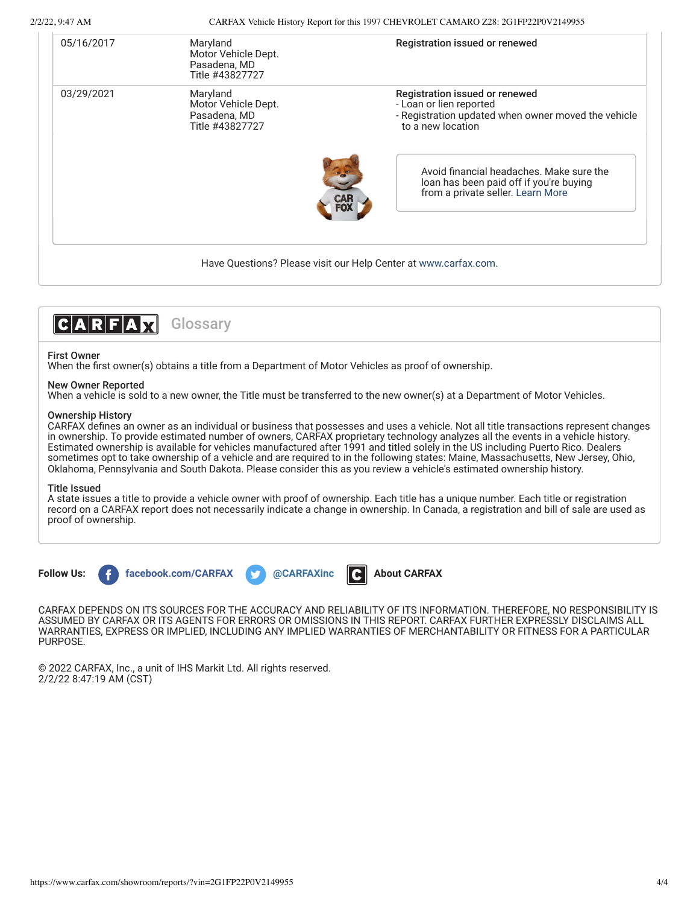| | | |
|---|---|---|
| 05/16/2017 | Maryland<br>Motor Vehicle Dept.<br>Pasadena, MD<br>Title #43827727 | Registration issued or renewed |
| 03/29/2021 | Maryland<br>Motor Vehicle Dept.<br>Pasadena, MD<br>Title #43827727 | Registration issued or renewed<br>- Loan or lien reported<br>- Registration updated when owner moved the vehicle to a new location |

Avoid financial headaches. Make sure the loan has been paid off if you're buying from a private seller. Learn More

Have Questions? Please visit our Help Center at www.carfax.com.

## CARFAX Glossary

**First Owner**
When the first owner(s) obtains a title from a Department of Motor Vehicles as proof of ownership.

**New Owner Reported**
When a vehicle is sold to a new owner, the Title must be transferred to the new owner(s) at a Department of Motor Vehicles.

**Ownership History**
CARFAX defines an owner as an individual or business that possesses and uses a vehicle. Not all title transactions represent changes in ownership. To provide estimated number of owners, CARFAX proprietary technology analyzes all the events in a vehicle history. Estimated ownership is available for vehicles manufactured after 1991 and titled solely in the US including Puerto Rico. Dealers sometimes opt to take ownership of a vehicle and are required to in the following states: Maine, Massachusetts, New Jersey, Ohio, Oklahoma, Pennsylvania and South Dakota. Please consider this as you review a vehicle's estimated ownership history.

**Title Issued**
A state issues a title to provide a vehicle owner with proof of ownership. Each title has a unique number. Each title or registration record on a CARFAX report does not necessarily indicate a change in ownership. In Canada, a registration and bill of sale are used as proof of ownership.

**Follow Us:** facebook.com/CARFAX @CARFAXinc About CARFAX

CARFAX DEPENDS ON ITS SOURCES FOR THE ACCURACY AND RELIABILITY OF ITS INFORMATION. THEREFORE, NO RESPONSIBILITY IS ASSUMED BY CARFAX OR ITS AGENTS FOR ERRORS OR OMISSIONS IN THIS REPORT. CARFAX FURTHER EXPRESSLY DISCLAIMS ALL WARRANTIES, EXPRESS OR IMPLIED, INCLUDING ANY IMPLIED WARRANTIES OF MERCHANTABILITY OR FITNESS FOR A PARTICULAR PURPOSE.

© 2022 CARFAX, Inc., a unit of IHS Markit Ltd. All rights reserved.
2/2/22 8:47:19 AM (CST)